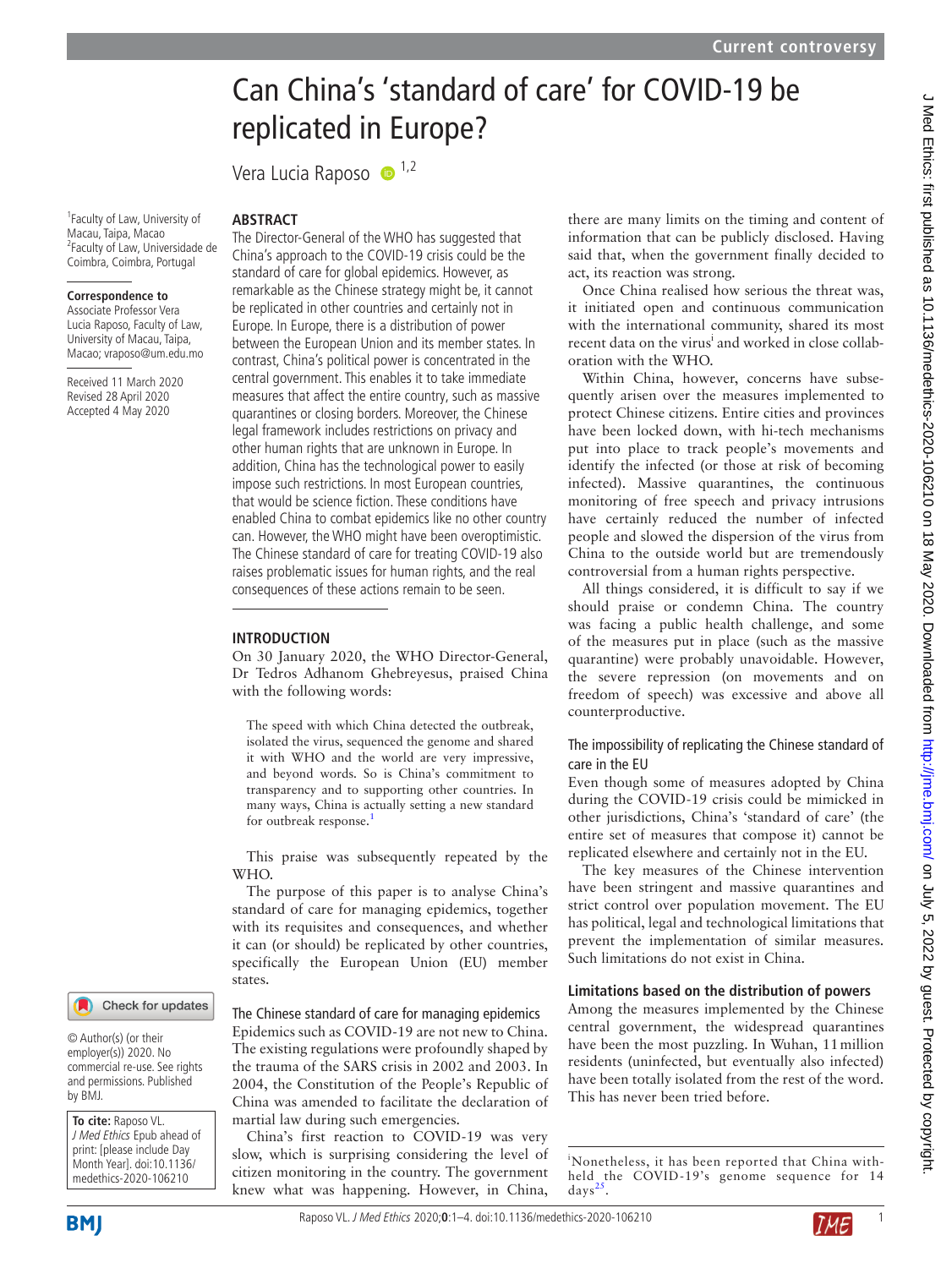# Can China's 'standard of care' for COVID-19 be replicated in Europe?

Vera Lucia Raposo [1,2]

[1]Faculty of Law, University of Macau, Taipa, Macao
[2]Faculty of Law, Universidade de Coimbra, Coimbra, Portugal

**Correspondence to**
Associate Professor Vera Lucia Raposo, Faculty of Law, University of Macau, Taipa, Macao; vraposo@um.edu.mo

Received 11 March 2020
Revised 28 April 2020
Accepted 4 May 2020

© Author(s) (or their employer(s)) 2020. No commercial re-use. See rights and permissions. Published by BMJ.

**To cite:** Raposo VL. *J Med Ethics* Epub ahead of print: [please include Day Month Year]. doi:10.1136/medethics-2020-106210

## ABSTRACT

The Director-General of the WHO has suggested that China's approach to the COVID-19 crisis could be the standard of care for global epidemics. However, as remarkable as the Chinese strategy might be, it cannot be replicated in other countries and certainly not in Europe. In Europe, there is a distribution of power between the European Union and its member states. In contrast, China's political power is concentrated in the central government. This enables it to take immediate measures that affect the entire country, such as massive quarantines or closing borders. Moreover, the Chinese legal framework includes restrictions on privacy and other human rights that are unknown in Europe. In addition, China has the technological power to easily impose such restrictions. In most European countries, that would be science fiction. These conditions have enabled China to combat epidemics like no other country can. However, the WHO might have been overoptimistic. The Chinese standard of care for treating COVID-19 also raises problematic issues for human rights, and the real consequences of these actions remain to be seen.

## INTRODUCTION

On 30 January 2020, the WHO Director-General, Dr Tedros Adhanom Ghebreyesus, praised China with the following words:

> The speed with which China detected the outbreak, isolated the virus, sequenced the genome and shared it with WHO and the world are very impressive, and beyond words. So is China's commitment to transparency and to supporting other countries. In many ways, China is actually setting a new standard for outbreak response.[1]

This praise was subsequently repeated by the WHO.

The purpose of this paper is to analyse China's standard of care for managing epidemics, together with its requisites and consequences, and whether it can (or should) be replicated by other countries, specifically the European Union (EU) member states.

### The Chinese standard of care for managing epidemics

Epidemics such as COVID-19 are not new to China. The existing regulations were profoundly shaped by the trauma of the SARS crisis in 2002 and 2003. In 2004, the Constitution of the People's Republic of China was amended to facilitate the declaration of martial law during such emergencies.

China's first reaction to COVID-19 was very slow, which is surprising considering the level of citizen monitoring in the country. The government knew what was happening. However, in China, there are many limits on the timing and content of information that can be publicly disclosed. Having said that, when the government finally decided to act, its reaction was strong.

Once China realised how serious the threat was, it initiated open and continuous communication with the international community, shared its most recent data on the virus[i] and worked in close collaboration with the WHO.

Within China, however, concerns have subsequently arisen over the measures implemented to protect Chinese citizens. Entire cities and provinces have been locked down, with hi-tech mechanisms put into place to track people's movements and identify the infected (or those at risk of becoming infected). Massive quarantines, the continuous monitoring of free speech and privacy intrusions have certainly reduced the number of infected people and slowed the dispersion of the virus from China to the outside world but are tremendously controversial from a human rights perspective.

All things considered, it is difficult to say if we should praise or condemn China. The country was facing a public health challenge, and some of the measures put in place (such as the massive quarantine) were probably unavoidable. However, the severe repression (on movements and on freedom of speech) was excessive and above all counterproductive.

### The impossibility of replicating the Chinese standard of care in the EU

Even though some of measures adopted by China during the COVID-19 crisis could be mimicked in other jurisdictions, China's 'standard of care' (the entire set of measures that compose it) cannot be replicated elsewhere and certainly not in the EU.

The key measures of the Chinese intervention have been stringent and massive quarantines and strict control over population movement. The EU has political, legal and technological limitations that prevent the implementation of similar measures. Such limitations do not exist in China.

#### Limitations based on the distribution of powers

Among the measures implemented by the Chinese central government, the widespread quarantines have been the most puzzling. In Wuhan, 11 million residents (uninfected, but eventually also infected) have been totally isolated from the rest of the word. This has never been tried before.

[i]Nonetheless, it has been reported that China withheld the COVID-19's genome sequence for 14 days[25].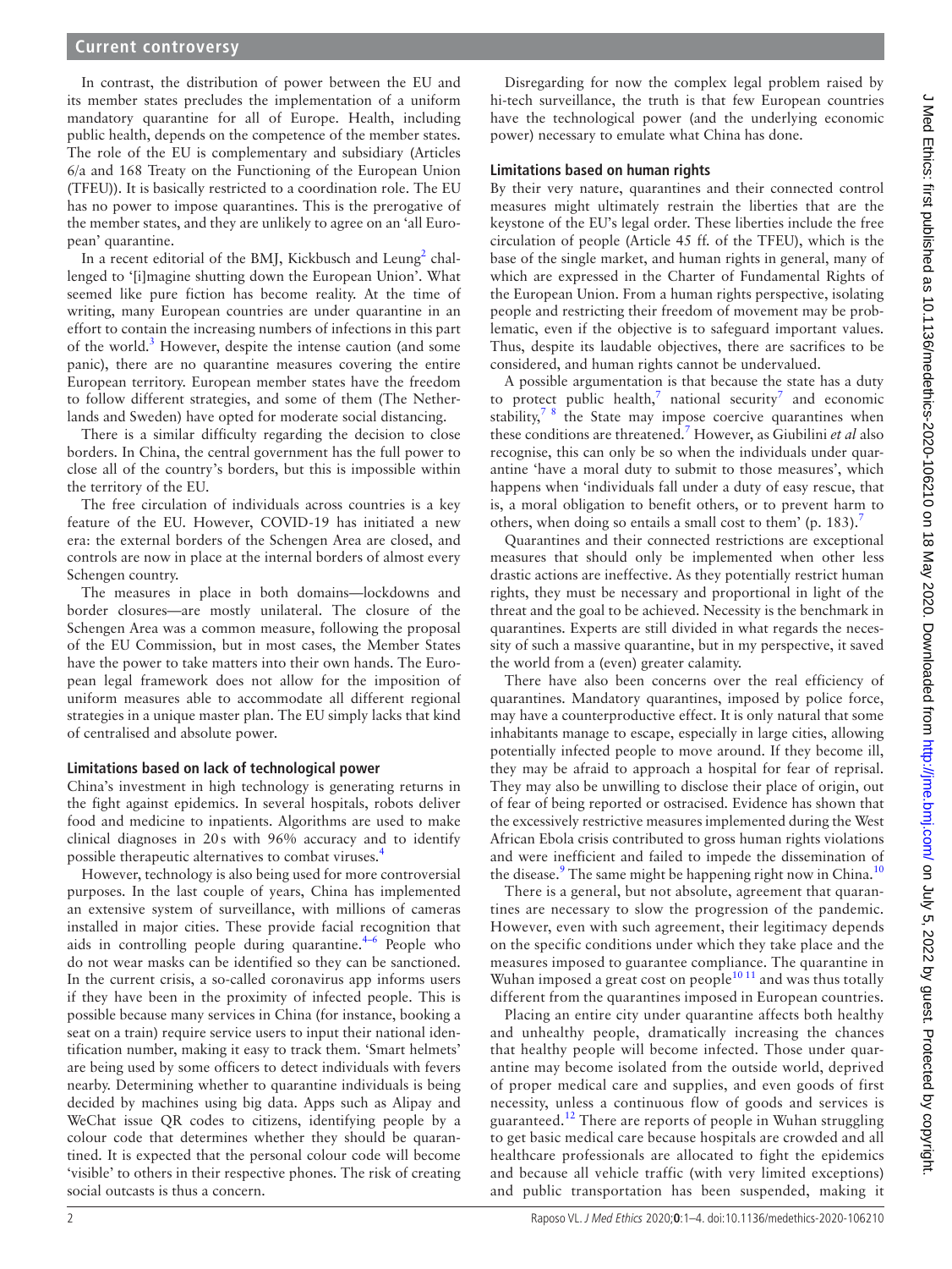In contrast, the distribution of power between the EU and its member states precludes the implementation of a uniform mandatory quarantine for all of Europe. Health, including public health, depends on the competence of the member states. The role of the EU is complementary and subsidiary (Articles 6/a and 168 Treaty on the Functioning of the European Union (TFEU)). It is basically restricted to a coordination role. The EU has no power to impose quarantines. This is the prerogative of the member states, and they are unlikely to agree on an 'all European' quarantine.

In a recent editorial of the BMJ, Kickbusch and Leung[2] challenged to '[i]magine shutting down the European Union'. What seemed like pure fiction has become reality. At the time of writing, many European countries are under quarantine in an effort to contain the increasing numbers of infections in this part of the world.[3] However, despite the intense caution (and some panic), there are no quarantine measures covering the entire European territory. European member states have the freedom to follow different strategies, and some of them (The Netherlands and Sweden) have opted for moderate social distancing.

There is a similar difficulty regarding the decision to close borders. In China, the central government has the full power to close all of the country's borders, but this is impossible within the territory of the EU.

The free circulation of individuals across countries is a key feature of the EU. However, COVID-19 has initiated a new era: the external borders of the Schengen Area are closed, and controls are now in place at the internal borders of almost every Schengen country.

The measures in place in both domains—lockdowns and border closures—are mostly unilateral. The closure of the Schengen Area was a common measure, following the proposal of the EU Commission, but in most cases, the Member States have the power to take matters into their own hands. The European legal framework does not allow for the imposition of uniform measures able to accommodate all different regional strategies in a unique master plan. The EU simply lacks that kind of centralised and absolute power.

## Limitations based on lack of technological power

China's investment in high technology is generating returns in the fight against epidemics. In several hospitals, robots deliver food and medicine to inpatients. Algorithms are used to make clinical diagnoses in 20 s with 96% accuracy and to identify possible therapeutic alternatives to combat viruses.[4]

However, technology is also being used for more controversial purposes. In the last couple of years, China has implemented an extensive system of surveillance, with millions of cameras installed in major cities. These provide facial recognition that aids in controlling people during quarantine.[4–6] People who do not wear masks can be identified so they can be sanctioned. In the current crisis, a so-called coronavirus app informs users if they have been in the proximity of infected people. This is possible because many services in China (for instance, booking a seat on a train) require service users to input their national identification number, making it easy to track them. 'Smart helmets' are being used by some officers to detect individuals with fevers nearby. Determining whether to quarantine individuals is being decided by machines using big data. Apps such as Alipay and WeChat issue QR codes to citizens, identifying people by a colour code that determines whether they should be quarantined. It is expected that the personal colour code will become 'visible' to others in their respective phones. The risk of creating social outcasts is thus a concern.

Disregarding for now the complex legal problem raised by hi-tech surveillance, the truth is that few European countries have the technological power (and the underlying economic power) necessary to emulate what China has done.

## Limitations based on human rights

By their very nature, quarantines and their connected control measures might ultimately restrain the liberties that are the keystone of the EU's legal order. These liberties include the free circulation of people (Article 45 ff. of the TFEU), which is the base of the single market, and human rights in general, many of which are expressed in the Charter of Fundamental Rights of the European Union. From a human rights perspective, isolating people and restricting their freedom of movement may be problematic, even if the objective is to safeguard important values. Thus, despite its laudable objectives, there are sacrifices to be considered, and human rights cannot be undervalued.

A possible argumentation is that because the state has a duty to protect public health,[7] national security[7] and economic stability,[7 8] the State may impose coercive quarantines when these conditions are threatened.[7] However, as Giubilini *et al* also recognise, this can only be so when the individuals under quarantine 'have a moral duty to submit to those measures', which happens when 'individuals fall under a duty of easy rescue, that is, a moral obligation to benefit others, or to prevent harm to others, when doing so entails a small cost to them' (p. 183).[7]

Quarantines and their connected restrictions are exceptional measures that should only be implemented when other less drastic actions are ineffective. As they potentially restrict human rights, they must be necessary and proportional in light of the threat and the goal to be achieved. Necessity is the benchmark in quarantines. Experts are still divided in what regards the necessity of such a massive quarantine, but in my perspective, it saved the world from a (even) greater calamity.

There have also been concerns over the real efficiency of quarantines. Mandatory quarantines, imposed by police force, may have a counterproductive effect. It is only natural that some inhabitants manage to escape, especially in large cities, allowing potentially infected people to move around. If they become ill, they may be afraid to approach a hospital for fear of reprisal. They may also be unwilling to disclose their place of origin, out of fear of being reported or ostracised. Evidence has shown that the excessively restrictive measures implemented during the West African Ebola crisis contributed to gross human rights violations and were inefficient and failed to impede the dissemination of the disease.[9] The same might be happening right now in China.[10]

There is a general, but not absolute, agreement that quarantines are necessary to slow the progression of the pandemic. However, even with such agreement, their legitimacy depends on the specific conditions under which they take place and the measures imposed to guarantee compliance. The quarantine in Wuhan imposed a great cost on people[10 11] and was thus totally different from the quarantines imposed in European countries.

Placing an entire city under quarantine affects both healthy and unhealthy people, dramatically increasing the chances that healthy people will become infected. Those under quarantine may become isolated from the outside world, deprived of proper medical care and supplies, and even goods of first necessity, unless a continuous flow of goods and services is guaranteed.[12] There are reports of people in Wuhan struggling to get basic medical care because hospitals are crowded and all healthcare professionals are allocated to fight the epidemics and because all vehicle traffic (with very limited exceptions) and public transportation has been suspended, making it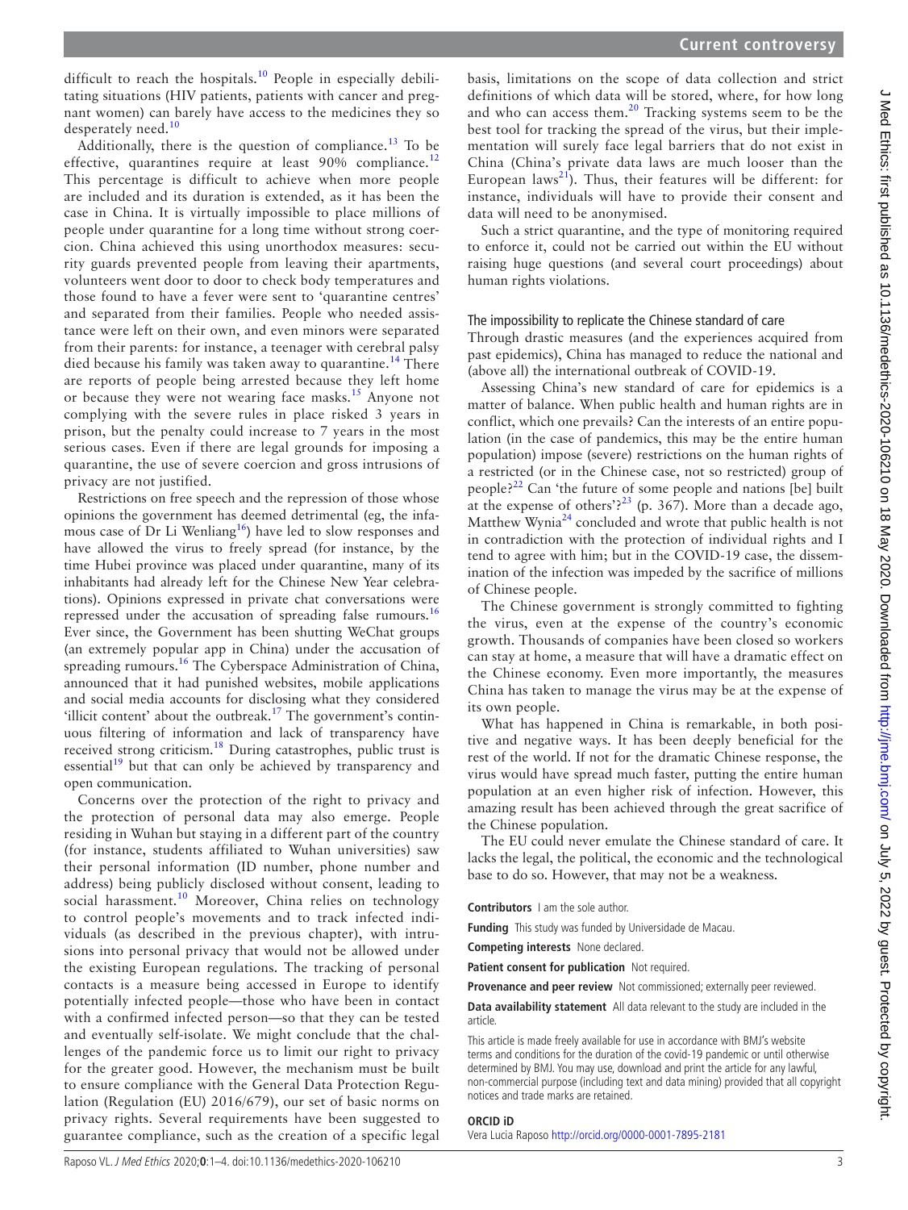difficult to reach the hospitals.[10] People in especially debilitating situations (HIV patients, patients with cancer and pregnant women) can barely have access to the medicines they so desperately need.[10]

Additionally, there is the question of compliance.[13] To be effective, quarantines require at least 90% compliance.[12] This percentage is difficult to achieve when more people are included and its duration is extended, as it has been the case in China. It is virtually impossible to place millions of people under quarantine for a long time without strong coercion. China achieved this using unorthodox measures: security guards prevented people from leaving their apartments, volunteers went door to door to check body temperatures and those found to have a fever were sent to 'quarantine centres' and separated from their families. People who needed assistance were left on their own, and even minors were separated from their parents: for instance, a teenager with cerebral palsy died because his family was taken away to quarantine.[14] There are reports of people being arrested because they left home or because they were not wearing face masks.[15] Anyone not complying with the severe rules in place risked 3 years in prison, but the penalty could increase to 7 years in the most serious cases. Even if there are legal grounds for imposing a quarantine, the use of severe coercion and gross intrusions of privacy are not justified.

Restrictions on free speech and the repression of those whose opinions the government has deemed detrimental (eg, the infamous case of Dr Li Wenliang[16]) have led to slow responses and have allowed the virus to freely spread (for instance, by the time Hubei province was placed under quarantine, many of its inhabitants had already left for the Chinese New Year celebrations). Opinions expressed in private chat conversations were repressed under the accusation of spreading false rumours.[16] Ever since, the Government has been shutting WeChat groups (an extremely popular app in China) under the accusation of spreading rumours.[16] The Cyberspace Administration of China, announced that it had punished websites, mobile applications and social media accounts for disclosing what they considered 'illicit content' about the outbreak.[17] The government's continuous filtering of information and lack of transparency have received strong criticism.[18] During catastrophes, public trust is essential[19] but that can only be achieved by transparency and open communication.

Concerns over the protection of the right to privacy and the protection of personal data may also emerge. People residing in Wuhan but staying in a different part of the country (for instance, students affiliated to Wuhan universities) saw their personal information (ID number, phone number and address) being publicly disclosed without consent, leading to social harassment.[10] Moreover, China relies on technology to control people's movements and to track infected individuals (as described in the previous chapter), with intrusions into personal privacy that would not be allowed under the existing European regulations. The tracking of personal contacts is a measure being accessed in Europe to identify potentially infected people—those who have been in contact with a confirmed infected person—so that they can be tested and eventually self-isolate. We might conclude that the challenges of the pandemic force us to limit our right to privacy for the greater good. However, the mechanism must be built to ensure compliance with the General Data Protection Regulation (Regulation (EU) 2016/679), our set of basic norms on privacy rights. Several requirements have been suggested to guarantee compliance, such as the creation of a specific legal basis, limitations on the scope of data collection and strict definitions of which data will be stored, where, for how long and who can access them.[20] Tracking systems seem to be the best tool for tracking the spread of the virus, but their implementation will surely face legal barriers that do not exist in China (China's private data laws are much looser than the European laws[21]). Thus, their features will be different: for instance, individuals will have to provide their consent and data will need to be anonymised.

Such a strict quarantine, and the type of monitoring required to enforce it, could not be carried out within the EU without raising huge questions (and several court proceedings) about human rights violations.

## The impossibility to replicate the Chinese standard of care

Through drastic measures (and the experiences acquired from past epidemics), China has managed to reduce the national and (above all) the international outbreak of COVID-19.

Assessing China's new standard of care for epidemics is a matter of balance. When public health and human rights are in conflict, which one prevails? Can the interests of an entire population (in the case of pandemics, this may be the entire human population) impose (severe) restrictions on the human rights of a restricted (or in the Chinese case, not so restricted) group of people?[22] Can 'the future of some people and nations [be] built at the expense of others'?[23] (p. 367). More than a decade ago, Matthew Wynia[24] concluded and wrote that public health is not in contradiction with the protection of individual rights and I tend to agree with him; but in the COVID-19 case, the dissemination of the infection was impeded by the sacrifice of millions of Chinese people.

The Chinese government is strongly committed to fighting the virus, even at the expense of the country's economic growth. Thousands of companies have been closed so workers can stay at home, a measure that will have a dramatic effect on the Chinese economy. Even more importantly, the measures China has taken to manage the virus may be at the expense of its own people.

What has happened in China is remarkable, in both positive and negative ways. It has been deeply beneficial for the rest of the world. If not for the dramatic Chinese response, the virus would have spread much faster, putting the entire human population at an even higher risk of infection. However, this amazing result has been achieved through the great sacrifice of the Chinese population.

The EU could never emulate the Chinese standard of care. It lacks the legal, the political, the economic and the technological base to do so. However, that may not be a weakness.

**Contributors** I am the sole author.

**Funding** This study was funded by Universidade de Macau.

**Competing interests** None declared.

**Patient consent for publication** Not required.

**Provenance and peer review** Not commissioned; externally peer reviewed.

**Data availability statement** All data relevant to the study are included in the article.

This article is made freely available for use in accordance with BMJ's website terms and conditions for the duration of the covid-19 pandemic or until otherwise determined by BMJ. You may use, download and print the article for any lawful, non-commercial purpose (including text and data mining) provided that all copyright notices and trade marks are retained.

**ORCID iD**

Vera Lucia Raposo http://orcid.org/0000-0001-7895-2181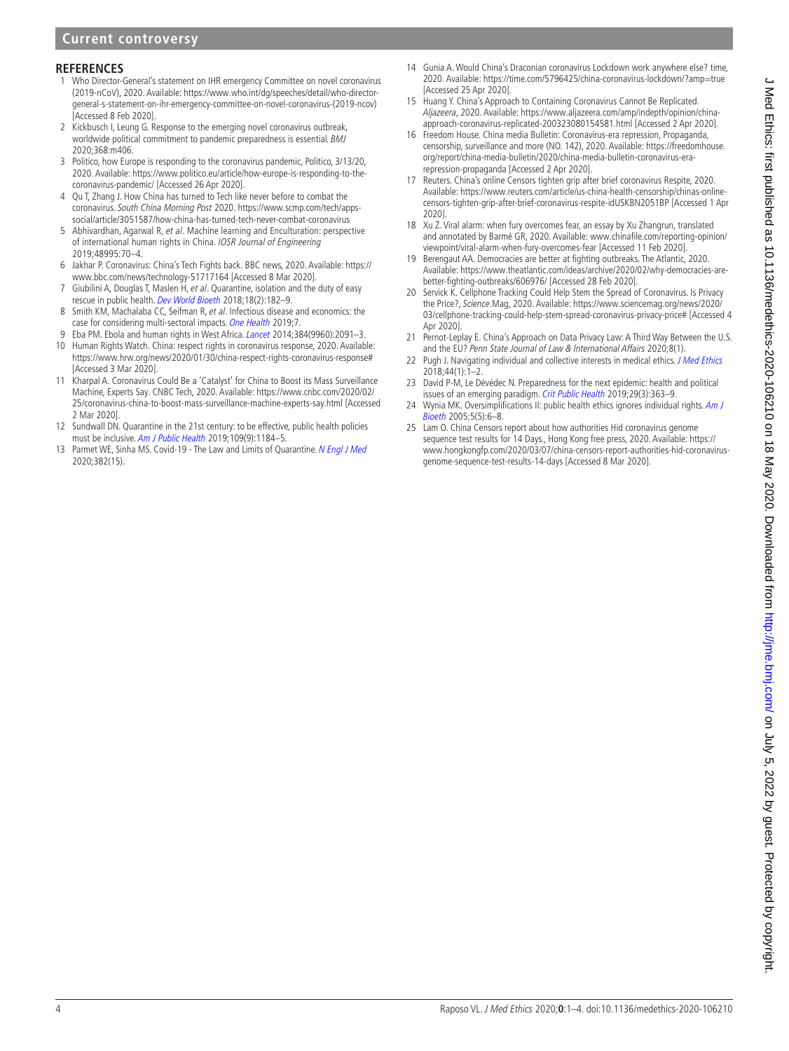## REFERENCES

1. Who Director-General's statement on IHR emergency Committee on novel coronavirus (2019-nCoV), 2020. Available: https://www.who.int/dg/speeches/detail/who-director-general-s-statement-on-ihr-emergency-committee-on-novel-coronavirus-(2019-ncov) [Accessed 8 Feb 2020].
2. Kickbusch I, Leung G. Response to the emerging novel coronavirus outbreak, worldwide political commitment to pandemic preparedness is essential. *BMJ* 2020;368:m406.
3. Politico, how Europe is responding to the coronavirus pandemic, Politico, 3/13/20, 2020. Available: https://www.politico.eu/article/how-europe-is-responding-to-the-coronavirus-pandemic/ [Accessed 26 Apr 2020].
4. Qu T, Zhang J. How China has turned to Tech like never before to combat the coronavirus. *South China Morning Post* 2020. https://www.scmp.com/tech/apps-social/article/3051587/how-china-has-turned-tech-never-combat-coronavirus
5. Abhivardhan, Agarwal R, *et al*. Machine learning and Enculturation: perspective of international human rights in China. *IOSR Journal of Engineering* 2019;48995:70–4.
6. Jakhar P. Coronavirus: China's Tech Fights back. BBC news, 2020. Available: https://www.bbc.com/news/technology-51717164 [Accessed 8 Mar 2020].
7. Giubilini A, Douglas T, Maslen H, *et al*. Quarantine, isolation and the duty of easy rescue in public health. *Dev World Bioeth* 2018;18(2):182–9.
8. Smith KM, Machalaba CC, Seifman R, *et al*. Infectious disease and economics: the case for considering multi-sectoral impacts. *One Health* 2019;7.
9. Eba PM. Ebola and human rights in West Africa. *Lancet* 2014;384(9960):2091–3.
10. Human Rights Watch. China: respect rights in coronavirus response, 2020. Available: https://www.hrw.org/news/2020/01/30/china-respect-rights-coronavirus-response# [Accessed 3 Mar 2020].
11. Kharpal A. Coronavirus Could Be a 'Catalyst' for China to Boost its Mass Surveillance Machine, Experts Say. CNBC Tech, 2020. Available: https://www.cnbc.com/2020/02/25/coronavirus-china-to-boost-mass-surveillance-machine-experts-say.html [Accessed 2 Mar 2020].
12. Sundwall DN. Quarantine in the 21st century: to be effective, public health policies must be inclusive. *Am J Public Health* 2019;109(9):1184–5.
13. Parmet WE, Sinha MS. Covid-19 - The Law and Limits of Quarantine. *N Engl J Med* 2020;382(15).
14. Gunia A. Would China's Draconian coronavirus Lockdown work anywhere else? time, 2020. Available: https://time.com/5796425/china-coronavirus-lockdown/?amp=true [Accessed 25 Apr 2020].
15. Huang Y. China's Approach to Containing Coronavirus Cannot Be Replicated. *Aljazeera*, 2020. Available: https://www.aljazeera.com/amp/indepth/opinion/china-approach-coronavirus-replicated-200323080154581.html [Accessed 2 Apr 2020].
16. Freedom House. China media Bulletin: Coronavirus-era repression, Propaganda, censorship, surveillance and more (NO. 142), 2020. Available: https://freedomhouse.org/report/china-media-bulletin/2020/china-media-bulletin-coronavirus-era-repression-propaganda [Accessed 2 Apr 2020].
17. Reuters. China's online Censors tighten grip after brief coronavirus Respite, 2020. Available: https://www.reuters.com/article/us-china-health-censorship/chinas-online-censors-tighten-grip-after-brief-coronavirus-respite-idUSKBN2051BP [Accessed 1 Apr 2020].
18. Xu Z. Viral alarm: when fury overcomes fear, an essay by Xu Zhangrun, translated and annotated by Barmé GR, 2020. Available: www.chinafile.com/reporting-opinion/viewpoint/viral-alarm-when-fury-overcomes-fear [Accessed 11 Feb 2020].
19. Berengaut AA. Democracies are better at fighting outbreaks. The Atlantic, 2020. Available: https://www.theatlantic.com/ideas/archive/2020/02/why-democracies-are-better-fighting-outbreaks/606976/ [Accessed 28 Feb 2020].
20. Servick K. Cellphone Tracking Could Help Stem the Spread of Coronavirus. Is Privacy the Price?, *Science*.Mag, 2020. Available: https://www.sciencemag.org/news/2020/03/cellphone-tracking-could-help-stem-spread-coronavirus-privacy-price# [Accessed 4 Apr 2020].
21. Pernot-Leplay E. China's Approach on Data Privacy Law: A Third Way Between the U.S. and the EU? *Penn State Journal of Law & International Affairs* 2020;8(1).
22. Pugh J. Navigating individual and collective interests in medical ethics. *J Med Ethics* 2018;44(1):1–2.
23. David P-M, Le Dévédec N. Preparedness for the next epidemic: health and political issues of an emerging paradigm. *Crit Public Health* 2019;29(3):363–9.
24. Wynia MK. Oversimplifications II: public health ethics ignores individual rights. *Am J Bioeth* 2005;5(5):6–8.
25. Lam O. China Censors report about how authorities Hid coronavirus genome sequence test results for 14 Days., Hong Kong free press, 2020. Available: https://www.hongkongfp.com/2020/03/07/china-censors-report-authorities-hid-coronavirus-genome-sequence-test-results-14-days [Accessed 8 Mar 2020].